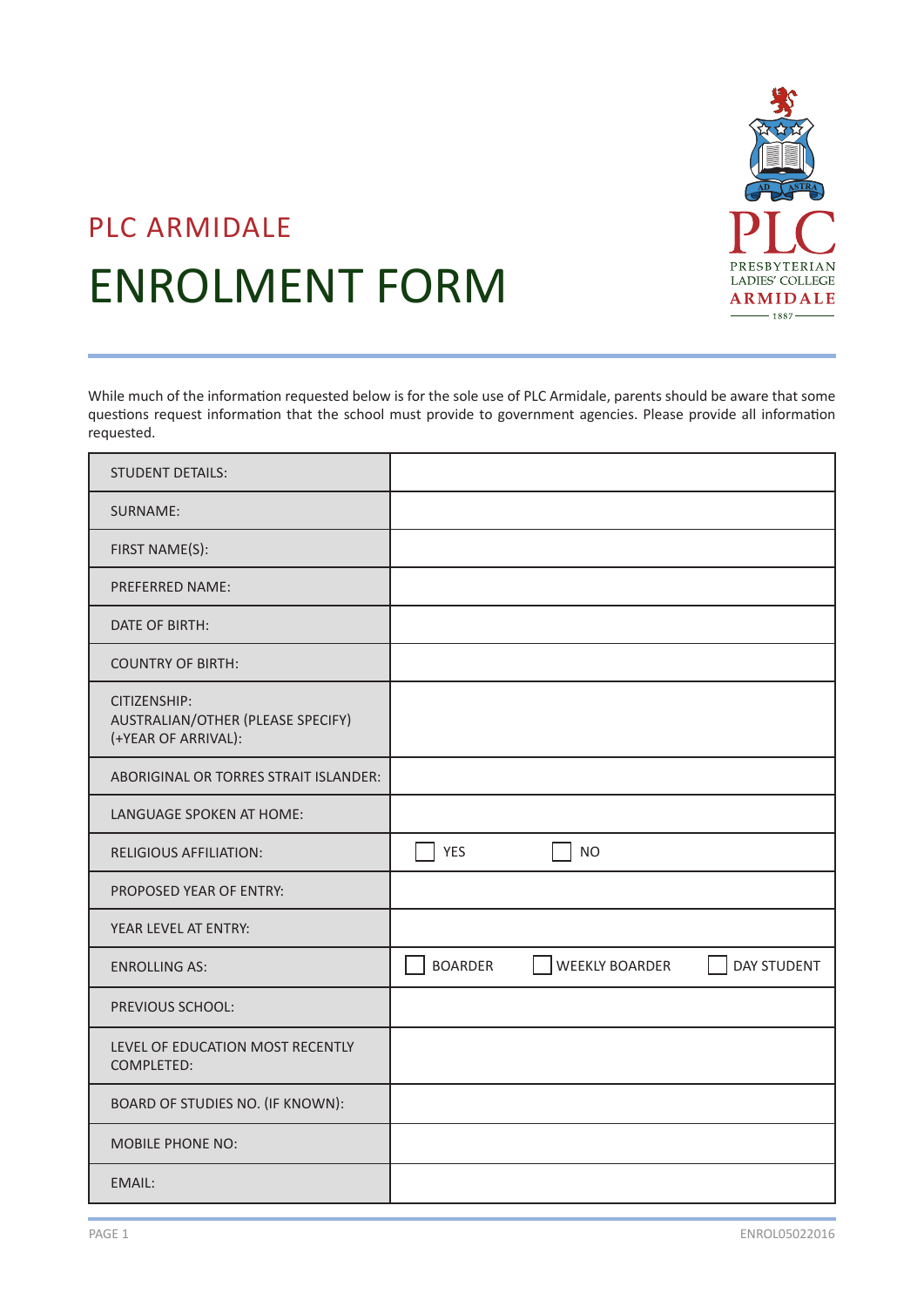## PLC ARMIDALE

# ENROLMENT FORM

While much of the information requested below is for the sole use of PLC Armidale, parents should be aware that some questions request information that the school must provide to government agencies. Please provide all information requested.

| STUDENT DETAILS: | |
|---|---|
| SURNAME: | |
| FIRST NAME(S): | |
| PREFERRED NAME: | |
| DATE OF BIRTH: | |
| COUNTRY OF BIRTH: | |
| CITIZENSHIP: AUSTRALIAN/OTHER (PLEASE SPECIFY) (+YEAR OF ARRIVAL): | |
| ABORIGINAL OR TORRES STRAIT ISLANDER: | |
| LANGUAGE SPOKEN AT HOME: | |
| RELIGIOUS AFFILIATION: | ☐ YES ☐ NO |
| PROPOSED YEAR OF ENTRY: | |
| YEAR LEVEL AT ENTRY: | |
| ENROLLING AS: | ☐ BOARDER ☐ WEEKLY BOARDER ☐ DAY STUDENT |
| PREVIOUS SCHOOL: | |
| LEVEL OF EDUCATION MOST RECENTLY COMPLETED: | |
| BOARD OF STUDIES NO. (IF KNOWN): | |
| MOBILE PHONE NO: | |
| EMAIL: | |

ENROL05022016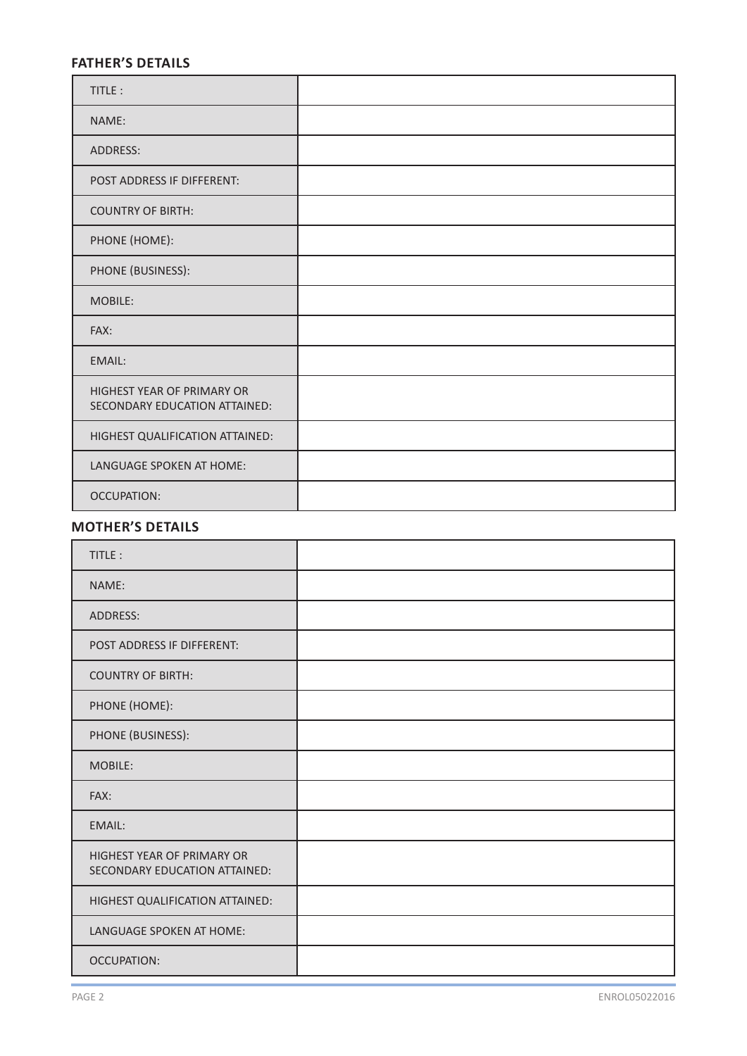### FATHER'S DETAILS

| | |
|---|---|
| TITLE : | |
| NAME: | |
| ADDRESS: | |
| POST ADDRESS IF DIFFERENT: | |
| COUNTRY OF BIRTH: | |
| PHONE (HOME): | |
| PHONE (BUSINESS): | |
| MOBILE: | |
| FAX: | |
| EMAIL: | |
| HIGHEST YEAR OF PRIMARY OR SECONDARY EDUCATION ATTAINED: | |
| HIGHEST QUALIFICATION ATTAINED: | |
| LANGUAGE SPOKEN AT HOME: | |
| OCCUPATION: | |

### MOTHER'S DETAILS

| | |
|---|---|
| TITLE : | |
| NAME: | |
| ADDRESS: | |
| POST ADDRESS IF DIFFERENT: | |
| COUNTRY OF BIRTH: | |
| PHONE (HOME): | |
| PHONE (BUSINESS): | |
| MOBILE: | |
| FAX: | |
| EMAIL: | |
| HIGHEST YEAR OF PRIMARY OR SECONDARY EDUCATION ATTAINED: | |
| HIGHEST QUALIFICATION ATTAINED: | |
| LANGUAGE SPOKEN AT HOME: | |
| OCCUPATION: | |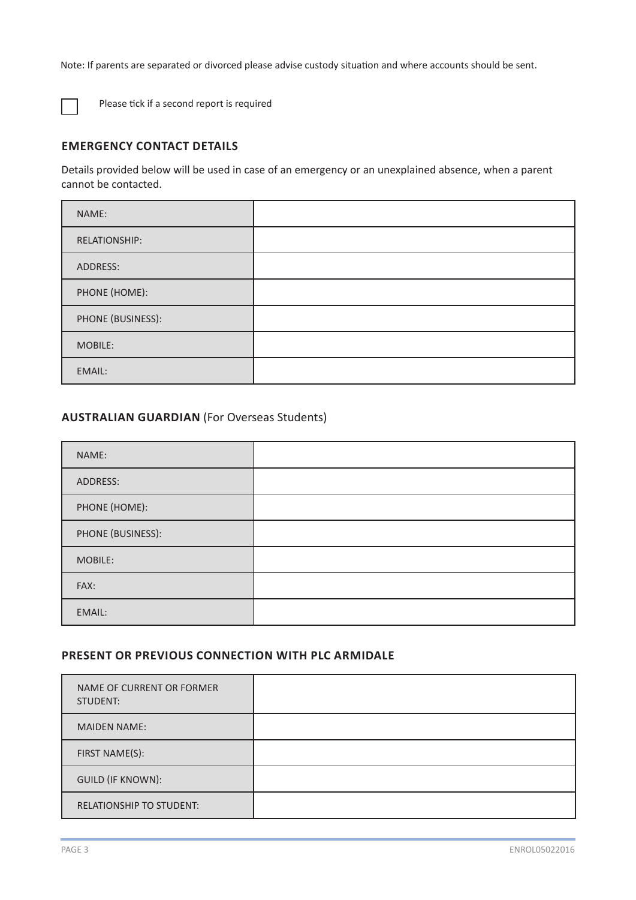Note: If parents are separated or divorced please advise custody situation and where accounts should be sent.

☐ Please tick if a second report is required

## EMERGENCY CONTACT DETAILS

Details provided below will be used in case of an emergency or an unexplained absence, when a parent cannot be contacted.

| | |
|---|---|
| NAME: | |
| RELATIONSHIP: | |
| ADDRESS: | |
| PHONE (HOME): | |
| PHONE (BUSINESS): | |
| MOBILE: | |
| EMAIL: | |

## AUSTRALIAN GUARDIAN (For Overseas Students)

| | |
|---|---|
| NAME: | |
| ADDRESS: | |
| PHONE (HOME): | |
| PHONE (BUSINESS): | |
| MOBILE: | |
| FAX: | |
| EMAIL: | |

## PRESENT OR PREVIOUS CONNECTION WITH PLC ARMIDALE

| | |
|---|---|
| NAME OF CURRENT OR FORMER STUDENT: | |
| MAIDEN NAME: | |
| FIRST NAME(S): | |
| GUILD (IF KNOWN): | |
| RELATIONSHIP TO STUDENT: | |

ENROL05022016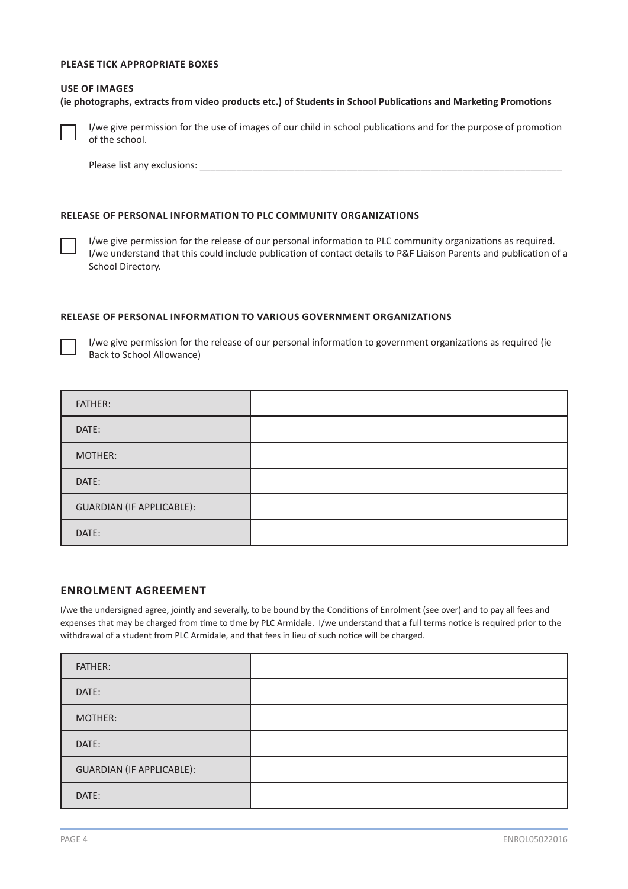**PLEASE TICK APPROPRIATE BOXES**

**USE OF IMAGES**
**(ie photographs, extracts from video products etc.) of Students in School Publications and Marketing Promotions**

☐ I/we give permission for the use of images of our child in school publications and for the purpose of promotion of the school.

Please list any exclusions: ______________________________________________________________________

**RELEASE OF PERSONAL INFORMATION TO PLC COMMUNITY ORGANIZATIONS**

☐ I/we give permission for the release of our personal information to PLC community organizations as required. I/we understand that this could include publication of contact details to P&F Liaison Parents and publication of a School Directory.

**RELEASE OF PERSONAL INFORMATION TO VARIOUS GOVERNMENT ORGANIZATIONS**

☐ I/we give permission for the release of our personal information to government organizations as required (ie Back to School Allowance)

| | |
|---|---|
| FATHER: | |
| DATE: | |
| MOTHER: | |
| DATE: | |
| GUARDIAN (IF APPLICABLE): | |
| DATE: | |

## ENROLMENT AGREEMENT

I/we the undersigned agree, jointly and severally, to be bound by the Conditions of Enrolment (see over) and to pay all fees and expenses that may be charged from time to time by PLC Armidale. I/we understand that a full terms notice is required prior to the withdrawal of a student from PLC Armidale, and that fees in lieu of such notice will be charged.

| | |
|---|---|
| FATHER: | |
| DATE: | |
| MOTHER: | |
| DATE: | |
| GUARDIAN (IF APPLICABLE): | |
| DATE: | |

ENROL05022016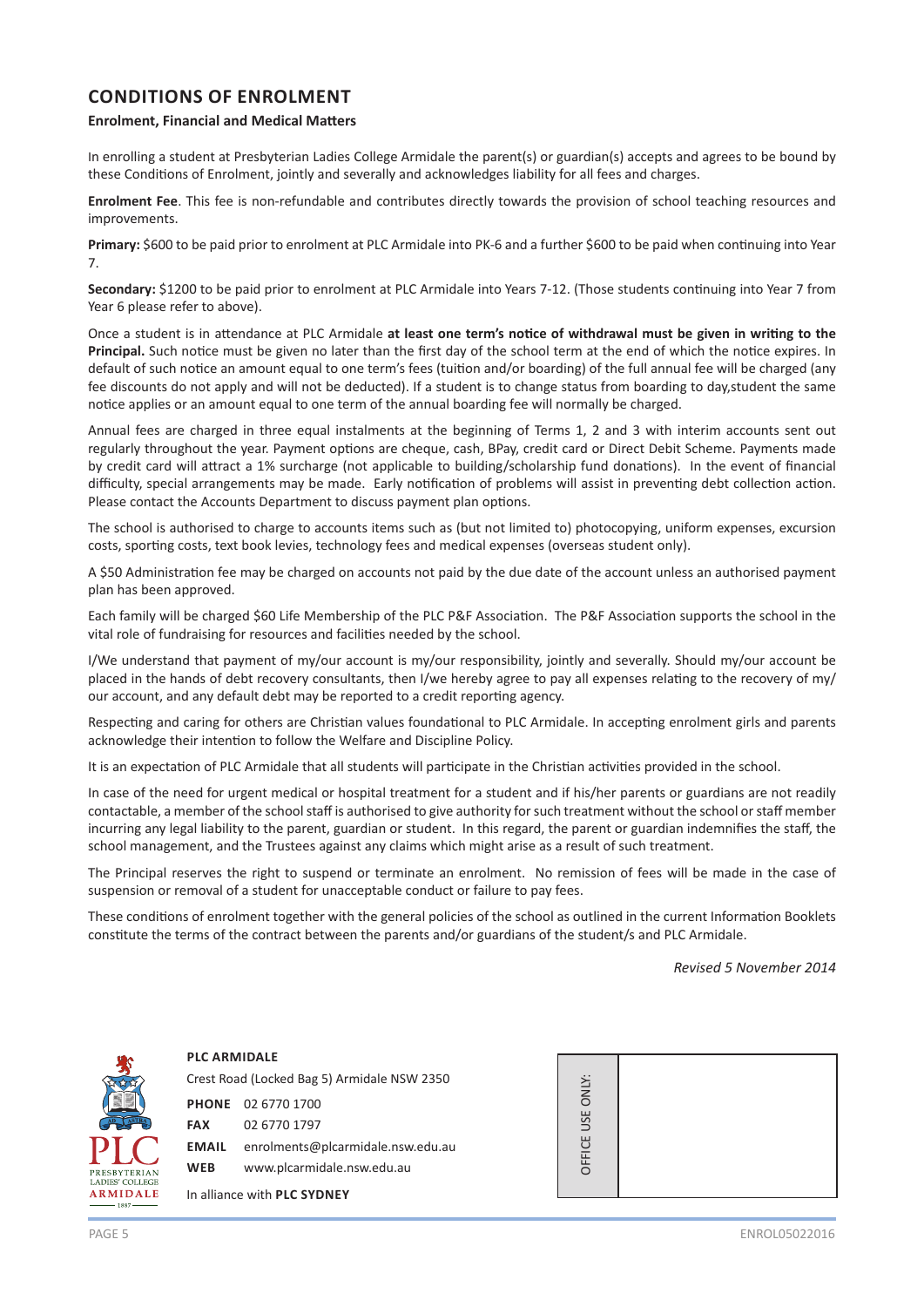## CONDITIONS OF ENROLMENT

### Enrolment, Financial and Medical Matters

In enrolling a student at Presbyterian Ladies College Armidale the parent(s) or guardian(s) accepts and agrees to be bound by these Conditions of Enrolment, jointly and severally and acknowledges liability for all fees and charges.

**Enrolment Fee**. This fee is non-refundable and contributes directly towards the provision of school teaching resources and improvements.

**Primary:** $600 to be paid prior to enrolment at PLC Armidale into PK-6 and a further $600 to be paid when continuing into Year 7.

**Secondary:** $1200 to be paid prior to enrolment at PLC Armidale into Years 7-12. (Those students continuing into Year 7 from Year 6 please refer to above).

Once a student is in attendance at PLC Armidale **at least one term's notice of withdrawal must be given in writing to the Principal.** Such notice must be given no later than the first day of the school term at the end of which the notice expires. In default of such notice an amount equal to one term's fees (tuition and/or boarding) of the full annual fee will be charged (any fee discounts do not apply and will not be deducted). If a student is to change status from boarding to day,student the same notice applies or an amount equal to one term of the annual boarding fee will normally be charged.

Annual fees are charged in three equal instalments at the beginning of Terms 1, 2 and 3 with interim accounts sent out regularly throughout the year. Payment options are cheque, cash, BPay, credit card or Direct Debit Scheme. Payments made by credit card will attract a 1% surcharge (not applicable to building/scholarship fund donations). In the event of financial difficulty, special arrangements may be made. Early notification of problems will assist in preventing debt collection action. Please contact the Accounts Department to discuss payment plan options.

The school is authorised to charge to accounts items such as (but not limited to) photocopying, uniform expenses, excursion costs, sporting costs, text book levies, technology fees and medical expenses (overseas student only).

A $50 Administration fee may be charged on accounts not paid by the due date of the account unless an authorised payment plan has been approved.

Each family will be charged $60 Life Membership of the PLC P&F Association. The P&F Association supports the school in the vital role of fundraising for resources and facilities needed by the school.

I/We understand that payment of my/our account is my/our responsibility, jointly and severally. Should my/our account be placed in the hands of debt recovery consultants, then I/we hereby agree to pay all expenses relating to the recovery of my/our account, and any default debt may be reported to a credit reporting agency.

Respecting and caring for others are Christian values foundational to PLC Armidale. In accepting enrolment girls and parents acknowledge their intention to follow the Welfare and Discipline Policy.

It is an expectation of PLC Armidale that all students will participate in the Christian activities provided in the school.

In case of the need for urgent medical or hospital treatment for a student and if his/her parents or guardians are not readily contactable, a member of the school staff is authorised to give authority for such treatment without the school or staff member incurring any legal liability to the parent, guardian or student. In this regard, the parent or guardian indemnifies the staff, the school management, and the Trustees against any claims which might arise as a result of such treatment.

The Principal reserves the right to suspend or terminate an enrolment. No remission of fees will be made in the case of suspension or removal of a student for unacceptable conduct or failure to pay fees.

These conditions of enrolment together with the general policies of the school as outlined in the current Information Booklets constitute the terms of the contract between the parents and/or guardians of the student/s and PLC Armidale.

*Revised 5 November 2014*

**PLC ARMIDALE**

Crest Road (Locked Bag 5) Armidale NSW 2350

**PHONE** 02 6770 1700

**FAX** 02 6770 1797

**EMAIL** enrolments@plcarmidale.nsw.edu.au

**WEB** www.plcarmidale.nsw.edu.au

In alliance with **PLC SYDNEY**

OFFICE USE ONLY:

ENROL05022016